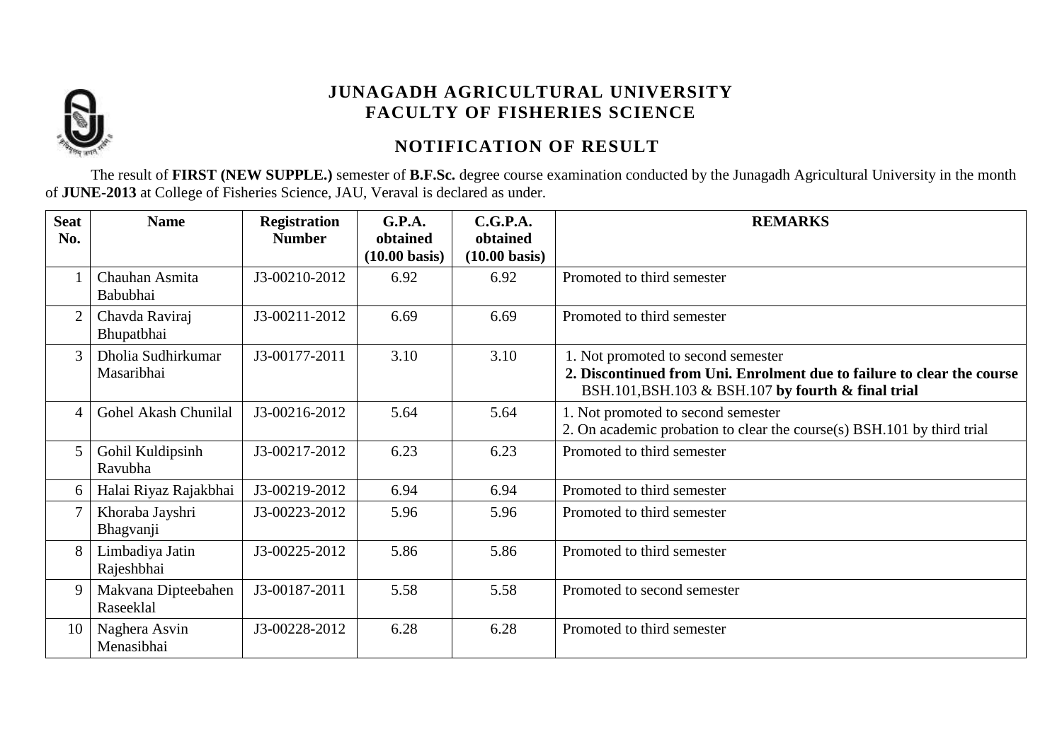# JUNAGADH AGRICULTURAL UNIVERSITY
## FACULTY OF FISHERIES SCIENCE

## NOTIFICATION OF RESULT

The result of **FIRST (NEW SUPPLE.)** semester of **B.F.Sc.** degree course examination conducted by the Junagadh Agricultural University in the month of **JUNE-2013** at College of Fisheries Science, JAU, Veraval is declared as under.

| Seat No. | Name | Registration Number | G.P.A. obtained (10.00 basis) | C.G.P.A. obtained (10.00 basis) | REMARKS |
|---|---|---|---|---|---|
| 1 | Chauhan Asmita Babubhai | J3-00210-2012 | 6.92 | 6.92 | Promoted to third semester |
| 2 | Chavda Raviraj Bhupatbhai | J3-00211-2012 | 6.69 | 6.69 | Promoted to third semester |
| 3 | Dholia Sudhirkumar Masaribhai | J3-00177-2011 | 3.10 | 3.10 | 1. Not promoted to second semester<br>**2. Discontinued from Uni. Enrolment due to failure to clear the course** BSH.101,BSH.103 & BSH.107 **by fourth & final trial** |
| 4 | Gohel Akash Chunilal | J3-00216-2012 | 5.64 | 5.64 | 1. Not promoted to second semester<br>2. On academic probation to clear the course(s) BSH.101 by third trial |
| 5 | Gohil Kuldipsinh Ravubha | J3-00217-2012 | 6.23 | 6.23 | Promoted to third semester |
| 6 | Halai Riyaz Rajakbhai | J3-00219-2012 | 6.94 | 6.94 | Promoted to third semester |
| 7 | Khoraba Jayshri Bhagvanji | J3-00223-2012 | 5.96 | 5.96 | Promoted to third semester |
| 8 | Limbadiya Jatin Rajeshbhai | J3-00225-2012 | 5.86 | 5.86 | Promoted to third semester |
| 9 | Makvana Dipteebahen Raseeklal | J3-00187-2011 | 5.58 | 5.58 | Promoted to second semester |
| 10 | Naghera Asvin Menasibhai | J3-00228-2012 | 6.28 | 6.28 | Promoted to third semester |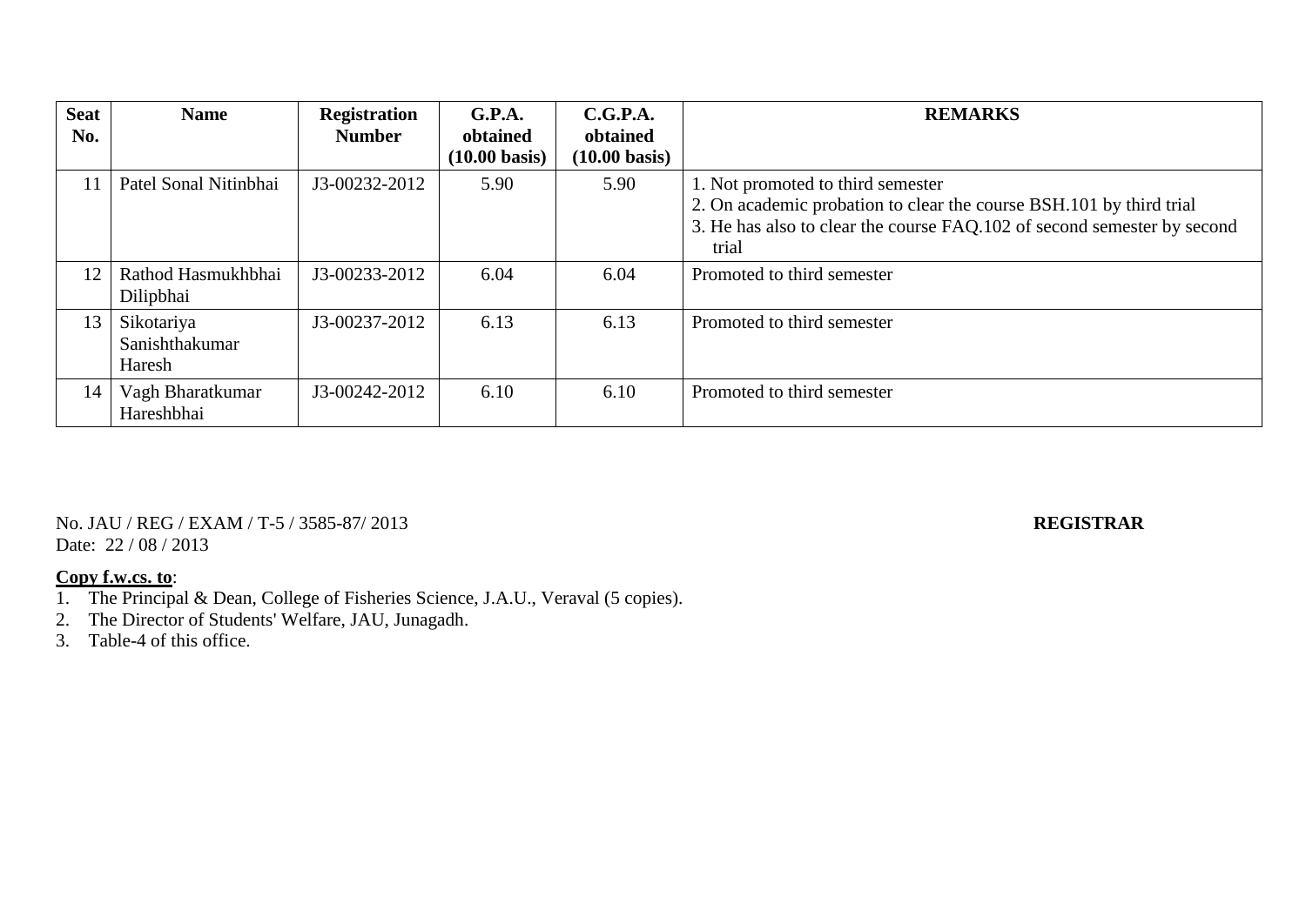| Seat No. | Name | Registration Number | G.P.A. obtained (10.00 basis) | C.G.P.A. obtained (10.00 basis) | REMARKS |
|---|---|---|---|---|---|
| 11 | Patel Sonal Nitinbhai | J3-00232-2012 | 5.90 | 5.90 | 1. Not promoted to third semester<br>2. On academic probation to clear the course BSH.101 by third trial<br>3. He has also to clear the course FAQ.102 of second semester by second trial |
| 12 | Rathod Hasmukhbhai Dilipbhai | J3-00233-2012 | 6.04 | 6.04 | Promoted to third semester |
| 13 | Sikotariya Sanishthakumar Haresh | J3-00237-2012 | 6.13 | 6.13 | Promoted to third semester |
| 14 | Vagh Bharatkumar Hareshbhai | J3-00242-2012 | 6.10 | 6.10 | Promoted to third semester |

No. JAU / REG / EXAM / T-5 / 3585-87/ 2013
Date: 22 / 08 / 2013

**REGISTRAR**

**Copy f.w.cs. to**:

1. The Principal & Dean, College of Fisheries Science, J.A.U., Veraval (5 copies).
2. The Director of Students' Welfare, JAU, Junagadh.
3. Table-4 of this office.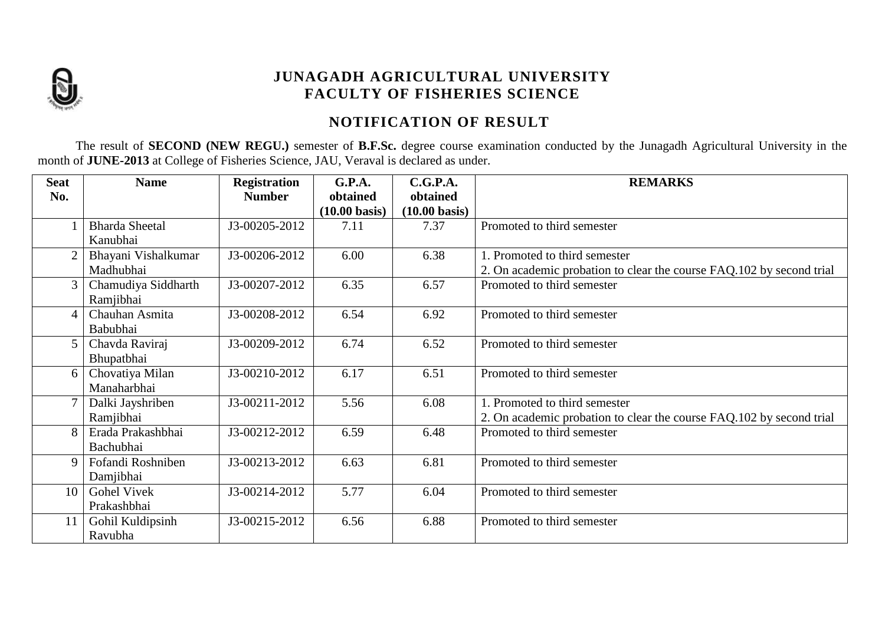# JUNAGADH AGRICULTURAL UNIVERSITY
## FACULTY OF FISHERIES SCIENCE

## NOTIFICATION OF RESULT

The result of **SECOND (NEW REGU.)** semester of **B.F.Sc.** degree course examination conducted by the Junagadh Agricultural University in the month of **JUNE-2013** at College of Fisheries Science, JAU, Veraval is declared as under.

| Seat No. | Name | Registration Number | G.P.A. obtained (10.00 basis) | C.G.P.A. obtained (10.00 basis) | REMARKS |
|---|---|---|---|---|---|
| 1 | Bharda Sheetal Kanubhai | J3-00205-2012 | 7.11 | 7.37 | Promoted to third semester |
| 2 | Bhayani Vishalkumar Madhubhai | J3-00206-2012 | 6.00 | 6.38 | 1. Promoted to third semester<br>2. On academic probation to clear the course FAQ.102 by second trial |
| 3 | Chamudiya Siddharth Ramjibhai | J3-00207-2012 | 6.35 | 6.57 | Promoted to third semester |
| 4 | Chauhan Asmita Babubhai | J3-00208-2012 | 6.54 | 6.92 | Promoted to third semester |
| 5 | Chavda Raviraj Bhupatbhai | J3-00209-2012 | 6.74 | 6.52 | Promoted to third semester |
| 6 | Chovatiya Milan Manaharbhai | J3-00210-2012 | 6.17 | 6.51 | Promoted to third semester |
| 7 | Dalki Jayshriben Ramjibhai | J3-00211-2012 | 5.56 | 6.08 | 1. Promoted to third semester<br>2. On academic probation to clear the course FAQ.102 by second trial |
| 8 | Erada Prakashbhai Bachubhai | J3-00212-2012 | 6.59 | 6.48 | Promoted to third semester |
| 9 | Fofandi Roshniben Damjibhai | J3-00213-2012 | 6.63 | 6.81 | Promoted to third semester |
| 10 | Gohel Vivek Prakashbhai | J3-00214-2012 | 5.77 | 6.04 | Promoted to third semester |
| 11 | Gohil Kuldipsinh Ravubha | J3-00215-2012 | 6.56 | 6.88 | Promoted to third semester |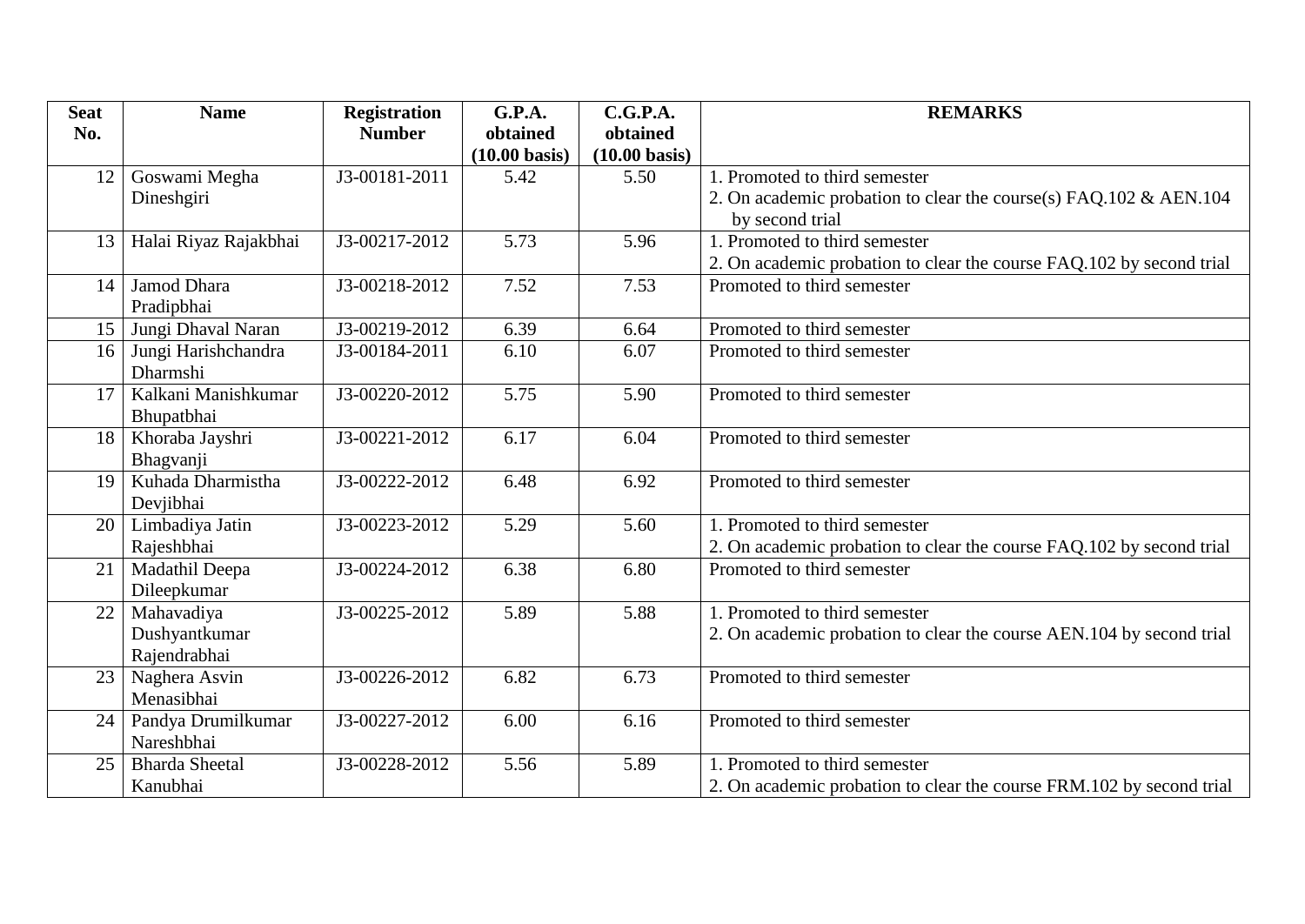| Seat No. | Name | Registration Number | G.P.A. obtained (10.00 basis) | C.G.P.A. obtained (10.00 basis) | REMARKS |
|---|---|---|---|---|---|
| 12 | Goswami Megha Dineshgiri | J3-00181-2011 | 5.42 | 5.50 | 1. Promoted to third semester<br>2. On academic probation to clear the course(s) FAQ.102 & AEN.104 by second trial |
| 13 | Halai Riyaz Rajakbhai | J3-00217-2012 | 5.73 | 5.96 | 1. Promoted to third semester<br>2. On academic probation to clear the course FAQ.102 by second trial |
| 14 | Jamod Dhara Pradipbhai | J3-00218-2012 | 7.52 | 7.53 | Promoted to third semester |
| 15 | Jungi Dhaval Naran | J3-00219-2012 | 6.39 | 6.64 | Promoted to third semester |
| 16 | Jungi Harishchandra Dharmshi | J3-00184-2011 | 6.10 | 6.07 | Promoted to third semester |
| 17 | Kalkani Manishkumar Bhupatbhai | J3-00220-2012 | 5.75 | 5.90 | Promoted to third semester |
| 18 | Khoraba Jayshri Bhagvanji | J3-00221-2012 | 6.17 | 6.04 | Promoted to third semester |
| 19 | Kuhada Dharmistha Devjibhai | J3-00222-2012 | 6.48 | 6.92 | Promoted to third semester |
| 20 | Limbadiya Jatin Rajeshbhai | J3-00223-2012 | 5.29 | 5.60 | 1. Promoted to third semester<br>2. On academic probation to clear the course FAQ.102 by second trial |
| 21 | Madathil Deepa Dileepkumar | J3-00224-2012 | 6.38 | 6.80 | Promoted to third semester |
| 22 | Mahavadiya Dushyantkumar Rajendrabhai | J3-00225-2012 | 5.89 | 5.88 | 1. Promoted to third semester<br>2. On academic probation to clear the course AEN.104 by second trial |
| 23 | Naghera Asvin Menasibhai | J3-00226-2012 | 6.82 | 6.73 | Promoted to third semester |
| 24 | Pandya Drumilkumar Nareshbhai | J3-00227-2012 | 6.00 | 6.16 | Promoted to third semester |
| 25 | Bharda Sheetal Kanubhai | J3-00228-2012 | 5.56 | 5.89 | 1. Promoted to third semester<br>2. On academic probation to clear the course FRM.102 by second trial |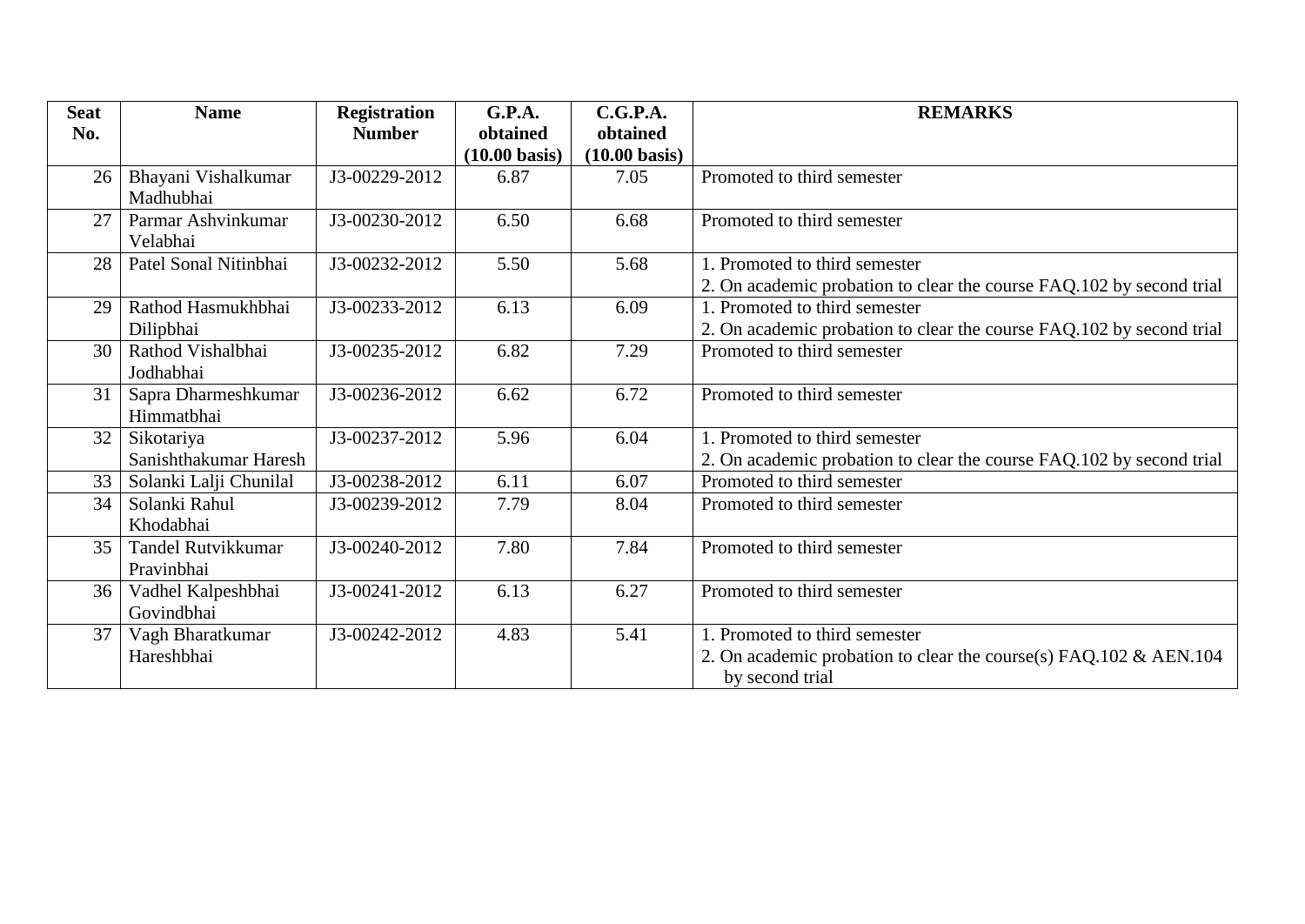| Seat No. | Name | Registration Number | G.P.A. obtained (10.00 basis) | C.G.P.A. obtained (10.00 basis) | REMARKS |
|---|---|---|---|---|---|
| 26 | Bhayani Vishalkumar Madhubhai | J3-00229-2012 | 6.87 | 7.05 | Promoted to third semester |
| 27 | Parmar Ashvinkumar Velabhai | J3-00230-2012 | 6.50 | 6.68 | Promoted to third semester |
| 28 | Patel Sonal Nitinbhai | J3-00232-2012 | 5.50 | 5.68 | 1. Promoted to third semester<br>2. On academic probation to clear the course FAQ.102 by second trial |
| 29 | Rathod Hasmukhbhai Dilipbhai | J3-00233-2012 | 6.13 | 6.09 | 1. Promoted to third semester<br>2. On academic probation to clear the course FAQ.102 by second trial |
| 30 | Rathod Vishalbhai Jodhabhai | J3-00235-2012 | 6.82 | 7.29 | Promoted to third semester |
| 31 | Sapra Dharmeshkumar Himmatbhai | J3-00236-2012 | 6.62 | 6.72 | Promoted to third semester |
| 32 | Sikotariya Sanishthakumar Haresh | J3-00237-2012 | 5.96 | 6.04 | 1. Promoted to third semester<br>2. On academic probation to clear the course FAQ.102 by second trial |
| 33 | Solanki Lalji Chunilal | J3-00238-2012 | 6.11 | 6.07 | Promoted to third semester |
| 34 | Solanki Rahul Khodabhai | J3-00239-2012 | 7.79 | 8.04 | Promoted to third semester |
| 35 | Tandel Rutvikkumar Pravinbhai | J3-00240-2012 | 7.80 | 7.84 | Promoted to third semester |
| 36 | Vadhel Kalpeshbhai Govindbhai | J3-00241-2012 | 6.13 | 6.27 | Promoted to third semester |
| 37 | Vagh Bharatkumar Hareshbhai | J3-00242-2012 | 4.83 | 5.41 | 1. Promoted to third semester<br>2. On academic probation to clear the course(s) FAQ.102 & AEN.104 by second trial |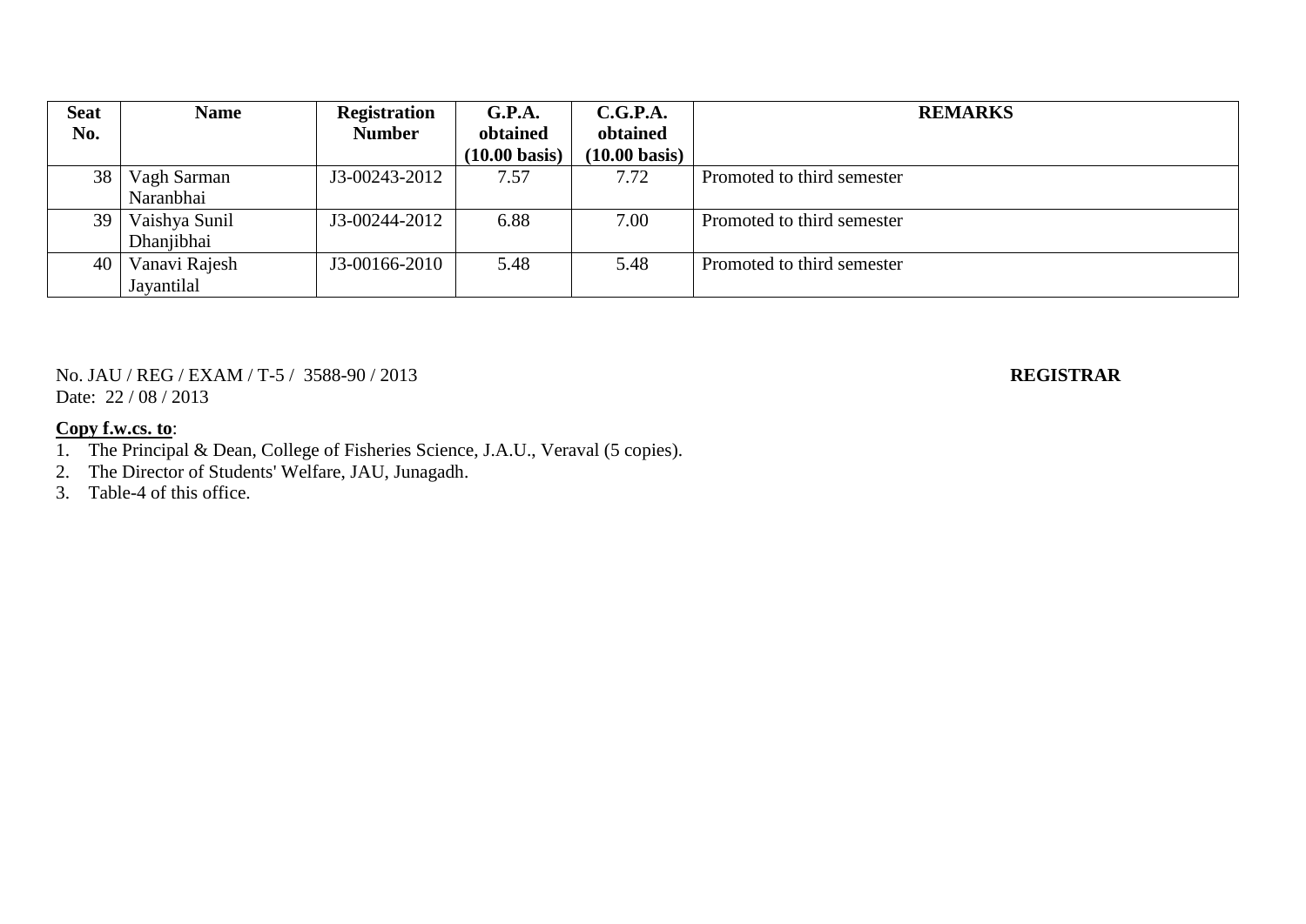| Seat No. | Name | Registration Number | G.P.A. obtained (10.00 basis) | C.G.P.A. obtained (10.00 basis) | REMARKS |
|---|---|---|---|---|---|
| 38 | Vagh Sarman Naranbhai | J3-00243-2012 | 7.57 | 7.72 | Promoted to third semester |
| 39 | Vaishya Sunil Dhanjibhai | J3-00244-2012 | 6.88 | 7.00 | Promoted to third semester |
| 40 | Vanavi Rajesh Jayantilal | J3-00166-2010 | 5.48 | 5.48 | Promoted to third semester |

No. JAU / REG / EXAM / T-5 / 3588-90 / 2013

Date: 22 / 08 / 2013

**REGISTRAR**

**Copy f.w.cs. to**:

1. The Principal & Dean, College of Fisheries Science, J.A.U., Veraval (5 copies).
2. The Director of Students' Welfare, JAU, Junagadh.
3. Table-4 of this office.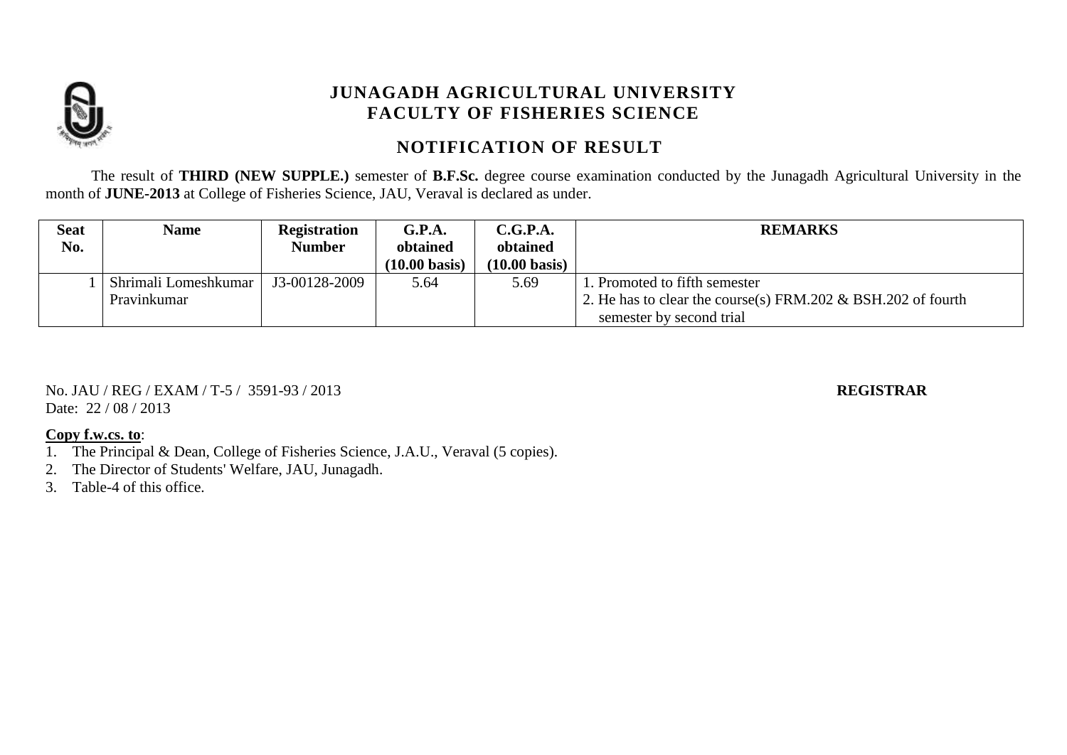# JUNAGADH AGRICULTURAL UNIVERSITY
## FACULTY OF FISHERIES SCIENCE

## NOTIFICATION OF RESULT

The result of **THIRD (NEW SUPPLE.)** semester of **B.F.Sc.** degree course examination conducted by the Junagadh Agricultural University in the month of **JUNE-2013** at College of Fisheries Science, JAU, Veraval is declared as under.

| Seat No. | Name | Registration Number | G.P.A. obtained (10.00 basis) | C.G.P.A. obtained (10.00 basis) | REMARKS |
|---|---|---|---|---|---|
| 1 | Shrimali Lomeshkumar Pravinkumar | J3-00128-2009 | 5.64 | 5.69 | 1. Promoted to fifth semester<br>2. He has to clear the course(s) FRM.202 & BSH.202 of fourth semester by second trial |

No. JAU / REG / EXAM / T-5 / 3591-93 / 2013
Date: 22 / 08 / 2013

**REGISTRAR**

**Copy f.w.cs. to**:

1. The Principal & Dean, College of Fisheries Science, J.A.U., Veraval (5 copies).
2. The Director of Students' Welfare, JAU, Junagadh.
3. Table-4 of this office.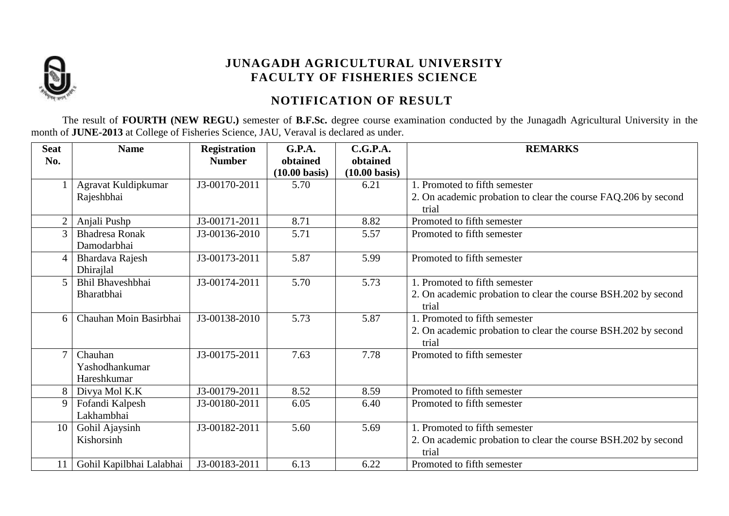# JUNAGADH AGRICULTURAL UNIVERSITY
## FACULTY OF FISHERIES SCIENCE

## NOTIFICATION OF RESULT

The result of **FOURTH (NEW REGU.)** semester of **B.F.Sc.** degree course examination conducted by the Junagadh Agricultural University in the month of **JUNE-2013** at College of Fisheries Science, JAU, Veraval is declared as under.

| Seat No. | Name | Registration Number | G.P.A. obtained (10.00 basis) | C.G.P.A. obtained (10.00 basis) | REMARKS |
|---|---|---|---|---|---|
| 1 | Agravat Kuldipkumar Rajeshbhai | J3-00170-2011 | 5.70 | 6.21 | 1. Promoted to fifth semester<br>2. On academic probation to clear the course FAQ.206 by second trial |
| 2 | Anjali Pushp | J3-00171-2011 | 8.71 | 8.82 | Promoted to fifth semester |
| 3 | Bhadresa Ronak Damodarbhai | J3-00136-2010 | 5.71 | 5.57 | Promoted to fifth semester |
| 4 | Bhardava Rajesh Dhirajlal | J3-00173-2011 | 5.87 | 5.99 | Promoted to fifth semester |
| 5 | Bhil Bhaveshbhai Bharatbhai | J3-00174-2011 | 5.70 | 5.73 | 1. Promoted to fifth semester<br>2. On academic probation to clear the course BSH.202 by second trial |
| 6 | Chauhan Moin Basirbhai | J3-00138-2010 | 5.73 | 5.87 | 1. Promoted to fifth semester<br>2. On academic probation to clear the course BSH.202 by second trial |
| 7 | Chauhan Yashodhankumar Hareshkumar | J3-00175-2011 | 7.63 | 7.78 | Promoted to fifth semester |
| 8 | Divya Mol K.K | J3-00179-2011 | 8.52 | 8.59 | Promoted to fifth semester |
| 9 | Fofandi Kalpesh Lakhambhai | J3-00180-2011 | 6.05 | 6.40 | Promoted to fifth semester |
| 10 | Gohil Ajaysinh Kishorsinh | J3-00182-2011 | 5.60 | 5.69 | 1. Promoted to fifth semester<br>2. On academic probation to clear the course BSH.202 by second trial |
| 11 | Gohil Kapilbhai Lalabhai | J3-00183-2011 | 6.13 | 6.22 | Promoted to fifth semester |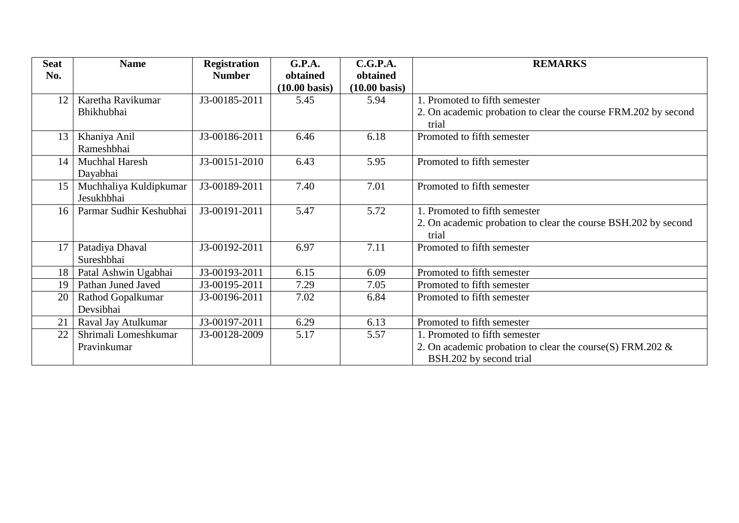| Seat No. | Name | Registration Number | G.P.A. obtained (10.00 basis) | C.G.P.A. obtained (10.00 basis) | REMARKS |
|---|---|---|---|---|---|
| 12 | Karetha Ravikumar Bhikhubhai | J3-00185-2011 | 5.45 | 5.94 | 1. Promoted to fifth semester<br>2. On academic probation to clear the course FRM.202 by second trial |
| 13 | Khaniya Anil Rameshbhai | J3-00186-2011 | 6.46 | 6.18 | Promoted to fifth semester |
| 14 | Muchhal Haresh Dayabhai | J3-00151-2010 | 6.43 | 5.95 | Promoted to fifth semester |
| 15 | Muchhaliya Kuldipkumar Jesukhbhai | J3-00189-2011 | 7.40 | 7.01 | Promoted to fifth semester |
| 16 | Parmar Sudhir Keshubhai | J3-00191-2011 | 5.47 | 5.72 | 1. Promoted to fifth semester<br>2. On academic probation to clear the course BSH.202 by second trial |
| 17 | Patadiya Dhaval Sureshbhai | J3-00192-2011 | 6.97 | 7.11 | Promoted to fifth semester |
| 18 | Patal Ashwin Ugabhai | J3-00193-2011 | 6.15 | 6.09 | Promoted to fifth semester |
| 19 | Pathan Juned Javed | J3-00195-2011 | 7.29 | 7.05 | Promoted to fifth semester |
| 20 | Rathod Gopalkumar Devsibhai | J3-00196-2011 | 7.02 | 6.84 | Promoted to fifth semester |
| 21 | Raval Jay Atulkumar | J3-00197-2011 | 6.29 | 6.13 | Promoted to fifth semester |
| 22 | Shrimali Lomeshkumar Pravinkumar | J3-00128-2009 | 5.17 | 5.57 | 1. Promoted to fifth semester<br>2. On academic probation to clear the course(S) FRM.202 & BSH.202 by second trial |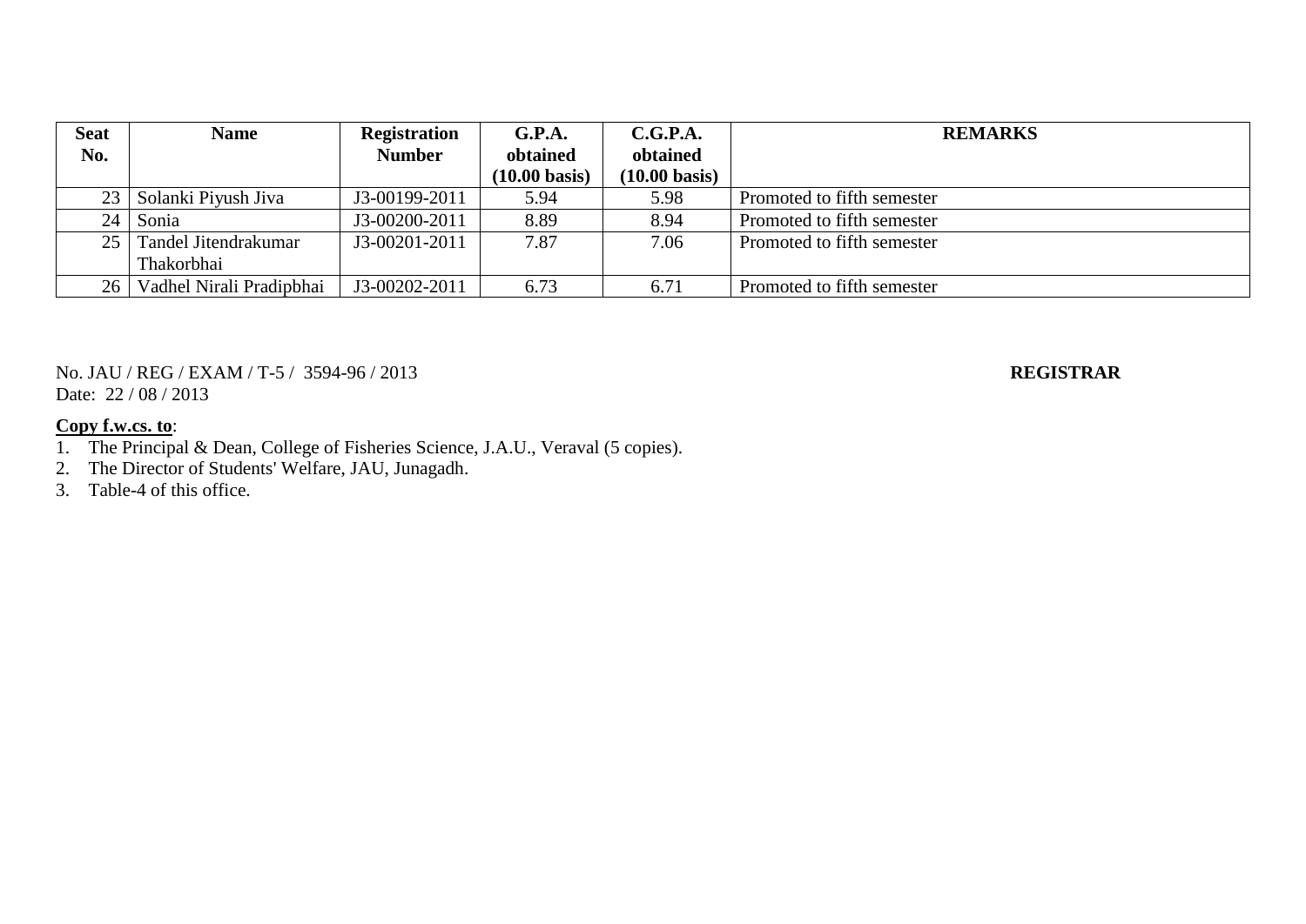| Seat No. | Name | Registration Number | G.P.A. obtained (10.00 basis) | C.G.P.A. obtained (10.00 basis) | REMARKS |
|---|---|---|---|---|---|
| 23 | Solanki Piyush Jiva | J3-00199-2011 | 5.94 | 5.98 | Promoted to fifth semester |
| 24 | Sonia | J3-00200-2011 | 8.89 | 8.94 | Promoted to fifth semester |
| 25 | Tandel Jitendrakumar Thakorbhai | J3-00201-2011 | 7.87 | 7.06 | Promoted to fifth semester |
| 26 | Vadhel Nirali Pradipbhai | J3-00202-2011 | 6.73 | 6.71 | Promoted to fifth semester |

No. JAU / REG / EXAM / T-5 / 3594-96 / 2013

Date: 22 / 08 / 2013

**REGISTRAR**

**Copy f.w.cs. to**:

1. The Principal & Dean, College of Fisheries Science, J.A.U., Veraval (5 copies).
2. The Director of Students' Welfare, JAU, Junagadh.
3. Table-4 of this office.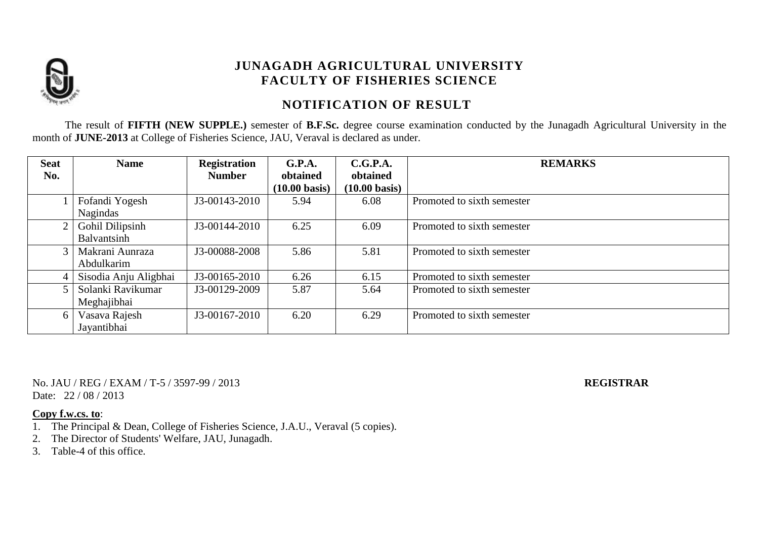# JUNAGADH AGRICULTURAL UNIVERSITY
## FACULTY OF FISHERIES SCIENCE

## NOTIFICATION OF RESULT

The result of **FIFTH (NEW SUPPLE.)** semester of **B.F.Sc.** degree course examination conducted by the Junagadh Agricultural University in the month of **JUNE-2013** at College of Fisheries Science, JAU, Veraval is declared as under.

| Seat No. | Name | Registration Number | G.P.A. obtained (10.00 basis) | C.G.P.A. obtained (10.00 basis) | REMARKS |
|---|---|---|---|---|---|
| 1 | Fofandi Yogesh Nagindas | J3-00143-2010 | 5.94 | 6.08 | Promoted to sixth semester |
| 2 | Gohil Dilipsinh Balvantsinh | J3-00144-2010 | 6.25 | 6.09 | Promoted to sixth semester |
| 3 | Makrani Aunraza Abdulkarim | J3-00088-2008 | 5.86 | 5.81 | Promoted to sixth semester |
| 4 | Sisodia Anju Aligbhai | J3-00165-2010 | 6.26 | 6.15 | Promoted to sixth semester |
| 5 | Solanki Ravikumar Meghajibhai | J3-00129-2009 | 5.87 | 5.64 | Promoted to sixth semester |
| 6 | Vasava Rajesh Jayantibhai | J3-00167-2010 | 6.20 | 6.29 | Promoted to sixth semester |

No. JAU / REG / EXAM / T-5 / 3597-99 / 2013

Date: 22 / 08 / 2013

**REGISTRAR**

**Copy f.w.cs. to**:

1. The Principal & Dean, College of Fisheries Science, J.A.U., Veraval (5 copies).
2. The Director of Students' Welfare, JAU, Junagadh.
3. Table-4 of this office.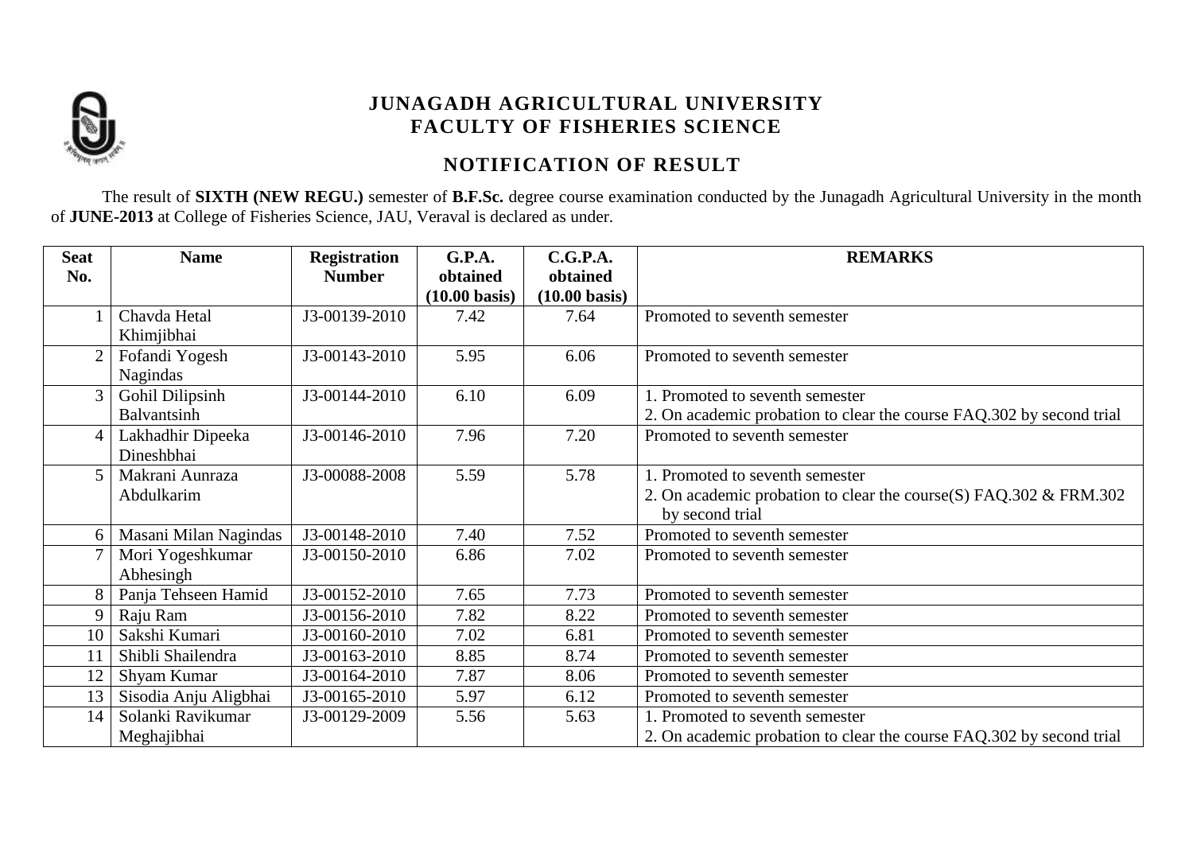# JUNAGADH AGRICULTURAL UNIVERSITY
## FACULTY OF FISHERIES SCIENCE

## NOTIFICATION OF RESULT

The result of **SIXTH (NEW REGU.)** semester of **B.F.Sc.** degree course examination conducted by the Junagadh Agricultural University in the month of **JUNE-2013** at College of Fisheries Science, JAU, Veraval is declared as under.

| Seat No. | Name | Registration Number | G.P.A. obtained (10.00 basis) | C.G.P.A. obtained (10.00 basis) | REMARKS |
|---|---|---|---|---|---|
| 1 | Chavda Hetal Khimjibhai | J3-00139-2010 | 7.42 | 7.64 | Promoted to seventh semester |
| 2 | Fofandi Yogesh Nagindas | J3-00143-2010 | 5.95 | 6.06 | Promoted to seventh semester |
| 3 | Gohil Dilipsinh Balvantsinh | J3-00144-2010 | 6.10 | 6.09 | 1. Promoted to seventh semester<br>2. On academic probation to clear the course FAQ.302 by second trial |
| 4 | Lakhadhir Dipeeka Dineshbhai | J3-00146-2010 | 7.96 | 7.20 | Promoted to seventh semester |
| 5 | Makrani Aunraza Abdulkarim | J3-00088-2008 | 5.59 | 5.78 | 1. Promoted to seventh semester<br>2. On academic probation to clear the course(S) FAQ.302 & FRM.302 by second trial |
| 6 | Masani Milan Nagindas | J3-00148-2010 | 7.40 | 7.52 | Promoted to seventh semester |
| 7 | Mori Yogeshkumar Abhesingh | J3-00150-2010 | 6.86 | 7.02 | Promoted to seventh semester |
| 8 | Panja Tehseen Hamid | J3-00152-2010 | 7.65 | 7.73 | Promoted to seventh semester |
| 9 | Raju Ram | J3-00156-2010 | 7.82 | 8.22 | Promoted to seventh semester |
| 10 | Sakshi Kumari | J3-00160-2010 | 7.02 | 6.81 | Promoted to seventh semester |
| 11 | Shibli Shailendra | J3-00163-2010 | 8.85 | 8.74 | Promoted to seventh semester |
| 12 | Shyam Kumar | J3-00164-2010 | 7.87 | 8.06 | Promoted to seventh semester |
| 13 | Sisodia Anju Aligbhai | J3-00165-2010 | 5.97 | 6.12 | Promoted to seventh semester |
| 14 | Solanki Ravikumar Meghajibhai | J3-00129-2009 | 5.56 | 5.63 | 1. Promoted to seventh semester<br>2. On academic probation to clear the course FAQ.302 by second trial |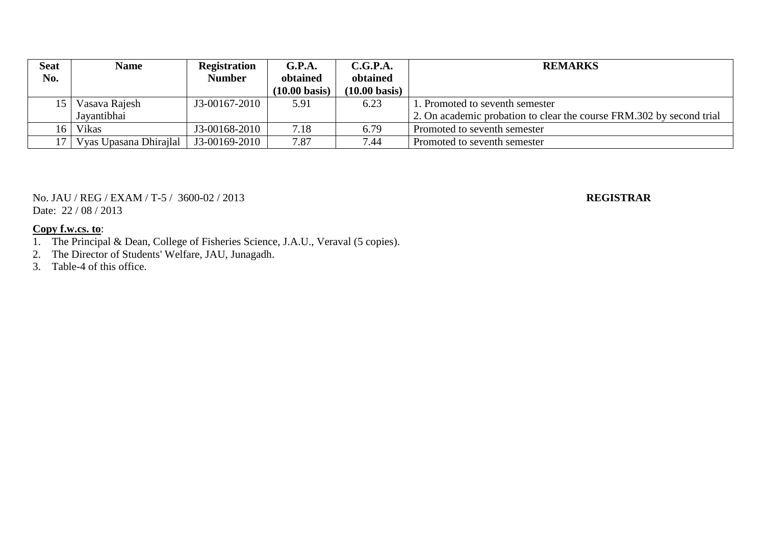| Seat No. | Name | Registration Number | G.P.A. obtained (10.00 basis) | C.G.P.A. obtained (10.00 basis) | REMARKS |
|---|---|---|---|---|---|
| 15 | Vasava Rajesh Jayantibhai | J3-00167-2010 | 5.91 | 6.23 | 1. Promoted to seventh semester<br>2. On academic probation to clear the course FRM.302 by second trial |
| 16 | Vikas | J3-00168-2010 | 7.18 | 6.79 | Promoted to seventh semester |
| 17 | Vyas Upasana Dhirajlal | J3-00169-2010 | 7.87 | 7.44 | Promoted to seventh semester |

No. JAU / REG / EXAM / T-5 / 3600-02 / 2013

Date: 22 / 08 / 2013

**REGISTRAR**

**Copy f.w.cs. to**:

1. The Principal & Dean, College of Fisheries Science, J.A.U., Veraval (5 copies).
2. The Director of Students' Welfare, JAU, Junagadh.
3. Table-4 of this office.